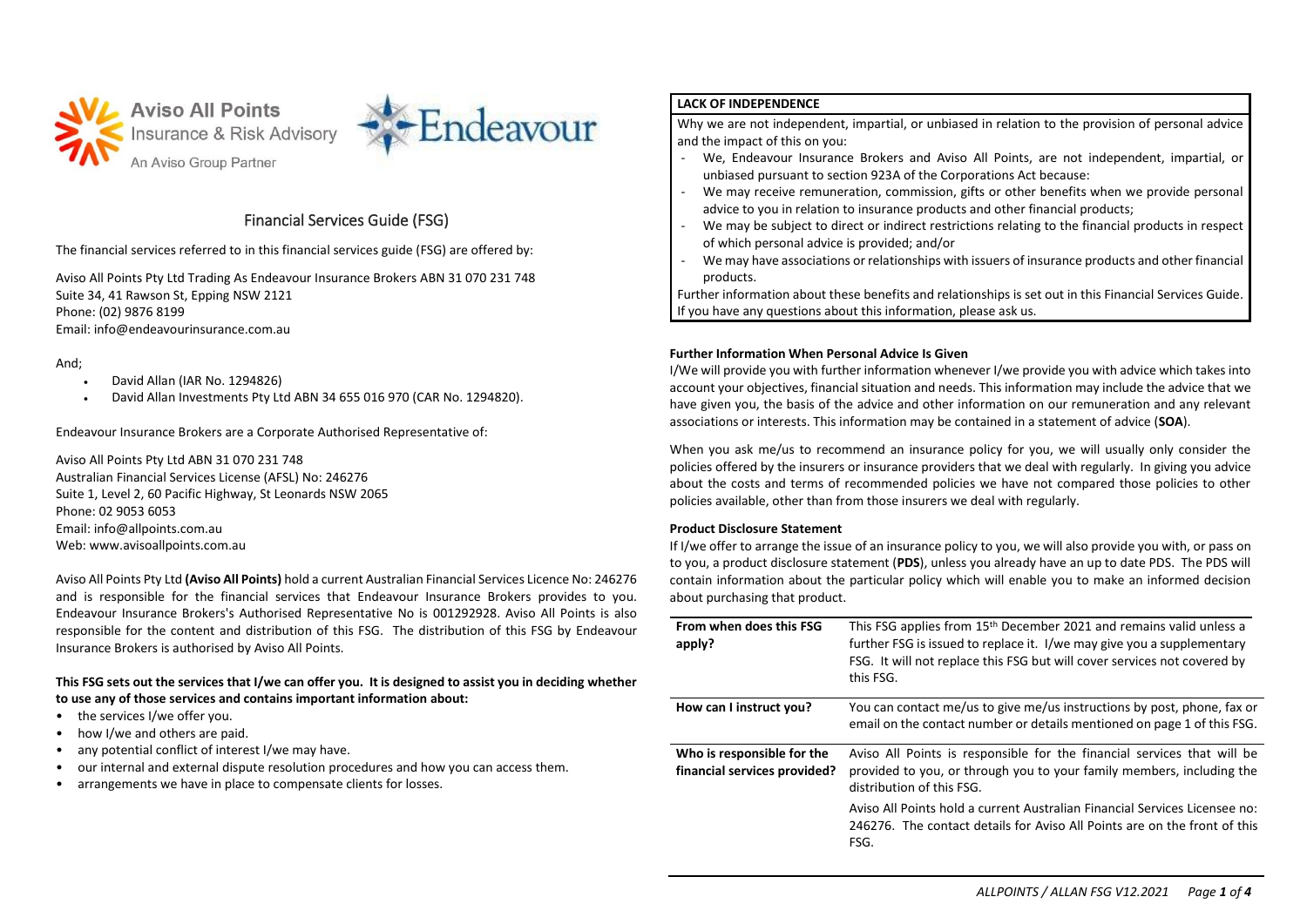Aviso All Points
Insurance & Risk Advisory
An Aviso Group Partner

Endeavour

# Financial Services Guide (FSG)

The financial services referred to in this financial services guide (FSG) are offered by:

Aviso All Points Pty Ltd Trading As Endeavour Insurance Brokers ABN 31 070 231 748
Suite 34, 41 Rawson St, Epping NSW 2121
Phone: (02) 9876 8199
Email: info@endeavourinsurance.com.au

And;

- David Allan (IAR No. 1294826)
- David Allan Investments Pty Ltd ABN 34 655 016 970 (CAR No. 1294820).

Endeavour Insurance Brokers are a Corporate Authorised Representative of:

Aviso All Points Pty Ltd ABN 31 070 231 748
Australian Financial Services License (AFSL) No: 246276
Suite 1, Level 2, 60 Pacific Highway, St Leonards NSW 2065
Phone: 02 9053 6053
Email: info@allpoints.com.au
Web: www.avisoallpoints.com.au

Aviso All Points Pty Ltd **(Aviso All Points)** hold a current Australian Financial Services Licence No: 246276 and is responsible for the financial services that Endeavour Insurance Brokers provides to you. Endeavour Insurance Brokers's Authorised Representative No is 001292928. Aviso All Points is also responsible for the content and distribution of this FSG. The distribution of this FSG by Endeavour Insurance Brokers is authorised by Aviso All Points.

**This FSG sets out the services that I/we can offer you. It is designed to assist you in deciding whether to use any of those services and contains important information about:**

- the services I/we offer you.
- how I/we and others are paid.
- any potential conflict of interest I/we may have.
- our internal and external dispute resolution procedures and how you can access them.
- arrangements we have in place to compensate clients for losses.

**LACK OF INDEPENDENCE**

Why we are not independent, impartial, or unbiased in relation to the provision of personal advice and the impact of this on you:

- We, Endeavour Insurance Brokers and Aviso All Points, are not independent, impartial, or unbiased pursuant to section 923A of the Corporations Act because:
- We may receive remuneration, commission, gifts or other benefits when we provide personal advice to you in relation to insurance products and other financial products;
- We may be subject to direct or indirect restrictions relating to the financial products in respect of which personal advice is provided; and/or
- We may have associations or relationships with issuers of insurance products and other financial products.

Further information about these benefits and relationships is set out in this Financial Services Guide. If you have any questions about this information, please ask us.

**Further Information When Personal Advice Is Given**

I/We will provide you with further information whenever I/we provide you with advice which takes into account your objectives, financial situation and needs. This information may include the advice that we have given you, the basis of the advice and other information on our remuneration and any relevant associations or interests. This information may be contained in a statement of advice (**SOA**).

When you ask me/us to recommend an insurance policy for you, we will usually only consider the policies offered by the insurers or insurance providers that we deal with regularly. In giving you advice about the costs and terms of recommended policies we have not compared those policies to other policies available, other than from those insurers we deal with regularly.

**Product Disclosure Statement**

If I/we offer to arrange the issue of an insurance policy to you, we will also provide you with, or pass on to you, a product disclosure statement (**PDS**), unless you already have an up to date PDS. The PDS will contain information about the particular policy which will enable you to make an informed decision about purchasing that product.

| | |
|---|---|
| **From when does this FSG apply?** | This FSG applies from 15th December 2021 and remains valid unless a further FSG is issued to replace it. I/we may give you a supplementary FSG. It will not replace this FSG but will cover services not covered by this FSG. |
| **How can I instruct you?** | You can contact me/us to give me/us instructions by post, phone, fax or email on the contact number or details mentioned on page 1 of this FSG. |
| **Who is responsible for the financial services provided?** | Aviso All Points is responsible for the financial services that will be provided to you, or through you to your family members, including the distribution of this FSG.<br><br>Aviso All Points hold a current Australian Financial Services Licensee no: 246276. The contact details for Aviso All Points are on the front of this FSG. |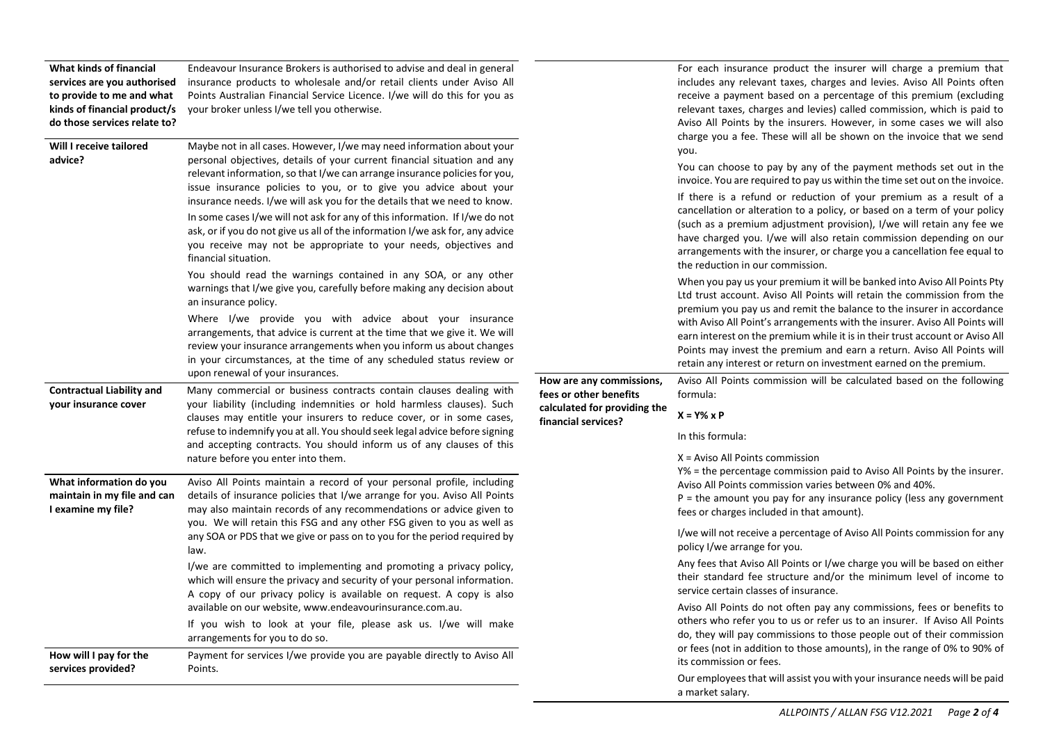| | |
|---|---|
| **What kinds of financial services are you authorised to provide to me and what kinds of financial product/s do those services relate to?** | Endeavour Insurance Brokers is authorised to advise and deal in general insurance products to wholesale and/or retail clients under Aviso All Points Australian Financial Service Licence. I/we will do this for you as your broker unless I/we tell you otherwise. |
| **Will I receive tailored advice?** | Maybe not in all cases. However, I/we may need information about your personal objectives, details of your current financial situation and any relevant information, so that I/we can arrange insurance policies for you, issue insurance policies to you, or to give you advice about your insurance needs. I/we will ask you for the details that we need to know.<br><br>In some cases I/we will not ask for any of this information. If I/we do not ask, or if you do not give us all of the information I/we ask for, any advice you receive may not be appropriate to your needs, objectives and financial situation.<br><br>You should read the warnings contained in any SOA, or any other warnings that I/we give you, carefully before making any decision about an insurance policy.<br><br>Where I/we provide you with advice about your insurance arrangements, that advice is current at the time that we give it. We will review your insurance arrangements when you inform us about changes in your circumstances, at the time of any scheduled status review or upon renewal of your insurances. |
| **Contractual Liability and your insurance cover** | Many commercial or business contracts contain clauses dealing with your liability (including indemnities or hold harmless clauses). Such clauses may entitle your insurers to reduce cover, or in some cases, refuse to indemnify you at all. You should seek legal advice before signing and accepting contracts. You should inform us of any clauses of this nature before you enter into them. |
| **What information do you maintain in my file and can I examine my file?** | Aviso All Points maintain a record of your personal profile, including details of insurance policies that I/we arrange for you. Aviso All Points may also maintain records of any recommendations or advice given to you. We will retain this FSG and any other FSG given to you as well as any SOA or PDS that we give or pass on to you for the period required by law.<br><br>I/we are committed to implementing and promoting a privacy policy, which will ensure the privacy and security of your personal information. A copy of our privacy policy is available on request. A copy is also available on our website, www.endeavourinsurance.com.au.<br><br>If you wish to look at your file, please ask us. I/we will make arrangements for you to do so. |
| **How will I pay for the services provided?** | Payment for services I/we provide you are payable directly to Aviso All Points.<br><br>For each insurance product the insurer will charge a premium that includes any relevant taxes, charges and levies. Aviso All Points often receive a payment based on a percentage of this premium (excluding relevant taxes, charges and levies) called commission, which is paid to Aviso All Points by the insurers. However, in some cases we will also charge you a fee. These will all be shown on the invoice that we send you.<br><br>You can choose to pay by any of the payment methods set out in the invoice. You are required to pay us within the time set out on the invoice.<br><br>If there is a refund or reduction of your premium as a result of a cancellation or alteration to a policy, or based on a term of your policy (such as a premium adjustment provision), I/we will retain any fee we have charged you. I/we will also retain commission depending on our arrangements with the insurer, or charge you a cancellation fee equal to the reduction in our commission.<br><br>When you pay us your premium it will be banked into Aviso All Points Pty Ltd trust account. Aviso All Points will retain the commission from the premium you pay us and remit the balance to the insurer in accordance with Aviso All Point's arrangements with the insurer. Aviso All Points will earn interest on the premium while it is in their trust account or Aviso All Points may invest the premium and earn a return. Aviso All Points will retain any interest or return on investment earned on the premium. |
| **How are any commissions, fees or other benefits calculated for providing the financial services?** | Aviso All Points commission will be calculated based on the following formula:<br><br>**X = Y% x P**<br><br>In this formula:<br><br>X = Aviso All Points commission<br>Y% = the percentage commission paid to Aviso All Points by the insurer. Aviso All Points commission varies between 0% and 40%.<br>P = the amount you pay for any insurance policy (less any government fees or charges included in that amount).<br><br>I/we will not receive a percentage of Aviso All Points commission for any policy I/we arrange for you.<br><br>Any fees that Aviso All Points or I/we charge you will be based on either their standard fee structure and/or the minimum level of income to service certain classes of insurance.<br><br>Aviso All Points do not often pay any commissions, fees or benefits to others who refer you to us or refer us to an insurer. If Aviso All Points do, they will pay commissions to those people out of their commission or fees (not in addition to those amounts), in the range of 0% to 90% of its commission or fees.<br><br>Our employees that will assist you with your insurance needs will be paid a market salary. |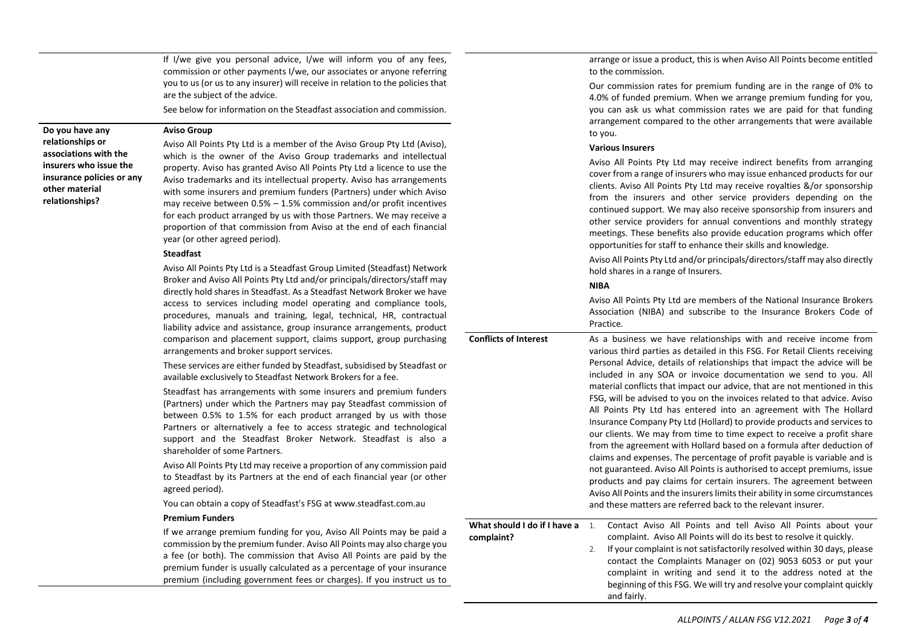If I/we give you personal advice, I/we will inform you of any fees, commission or other payments I/we, our associates or anyone referring you to us (or us to any insurer) will receive in relation to the policies that are the subject of the advice.

See below for information on the Steadfast association and commission.

## Do you have any relationships or associations with the insurers who issue the insurance policies or any other material relationships?

**Aviso Group**

Aviso All Points Pty Ltd is a member of the Aviso Group Pty Ltd (Aviso), which is the owner of the Aviso Group trademarks and intellectual property. Aviso has granted Aviso All Points Pty Ltd a licence to use the Aviso trademarks and its intellectual property. Aviso has arrangements with some insurers and premium funders (Partners) under which Aviso may receive between 0.5% – 1.5% commission and/or profit incentives for each product arranged by us with those Partners. We may receive a proportion of that commission from Aviso at the end of each financial year (or other agreed period).

**Steadfast**

Aviso All Points Pty Ltd is a Steadfast Group Limited (Steadfast) Network Broker and Aviso All Points Pty Ltd and/or principals/directors/staff may directly hold shares in Steadfast. As a Steadfast Network Broker we have access to services including model operating and compliance tools, procedures, manuals and training, legal, technical, HR, contractual liability advice and assistance, group insurance arrangements, product comparison and placement support, claims support, group purchasing arrangements and broker support services.

These services are either funded by Steadfast, subsidised by Steadfast or available exclusively to Steadfast Network Brokers for a fee.

Steadfast has arrangements with some insurers and premium funders (Partners) under which the Partners may pay Steadfast commission of between 0.5% to 1.5% for each product arranged by us with those Partners or alternatively a fee to access strategic and technological support and the Steadfast Broker Network. Steadfast is also a shareholder of some Partners.

Aviso All Points Pty Ltd may receive a proportion of any commission paid to Steadfast by its Partners at the end of each financial year (or other agreed period).

You can obtain a copy of Steadfast's FSG at www.steadfast.com.au

**Premium Funders**

If we arrange premium funding for you, Aviso All Points may be paid a commission by the premium funder. Aviso All Points may also charge you a fee (or both). The commission that Aviso All Points are paid by the premium funder is usually calculated as a percentage of your insurance premium (including government fees or charges). If you instruct us to arrange or issue a product, this is when Aviso All Points become entitled to the commission.

Our commission rates for premium funding are in the range of 0% to 4.0% of funded premium. When we arrange premium funding for you, you can ask us what commission rates we are paid for that funding arrangement compared to the other arrangements that were available to you.

**Various Insurers**

Aviso All Points Pty Ltd may receive indirect benefits from arranging cover from a range of insurers who may issue enhanced products for our clients. Aviso All Points Pty Ltd may receive royalties &/or sponsorship from the insurers and other service providers depending on the continued support. We may also receive sponsorship from insurers and other service providers for annual conventions and monthly strategy meetings. These benefits also provide education programs which offer opportunities for staff to enhance their skills and knowledge.

Aviso All Points Pty Ltd and/or principals/directors/staff may also directly hold shares in a range of Insurers.

**NIBA**

Aviso All Points Pty Ltd are members of the National Insurance Brokers Association (NIBA) and subscribe to the Insurance Brokers Code of Practice.

## Conflicts of Interest

As a business we have relationships with and receive income from various third parties as detailed in this FSG. For Retail Clients receiving Personal Advice, details of relationships that impact the advice will be included in any SOA or invoice documentation we send to you. All material conflicts that impact our advice, that are not mentioned in this FSG, will be advised to you on the invoices related to that advice. Aviso All Points Pty Ltd has entered into an agreement with The Hollard Insurance Company Pty Ltd (Hollard) to provide products and services to our clients. We may from time to time expect to receive a profit share from the agreement with Hollard based on a formula after deduction of claims and expenses. The percentage of profit payable is variable and is not guaranteed. Aviso All Points is authorised to accept premiums, issue products and pay claims for certain insurers. The agreement between Aviso All Points and the insurers limits their ability in some circumstances and these matters are referred back to the relevant insurer.

## What should I do if I have a complaint?

1. Contact Aviso All Points and tell Aviso All Points about your complaint. Aviso All Points will do its best to resolve it quickly.
2. If your complaint is not satisfactorily resolved within 30 days, please contact the Complaints Manager on (02) 9053 6053 or put your complaint in writing and send it to the address noted at the beginning of this FSG. We will try and resolve your complaint quickly and fairly.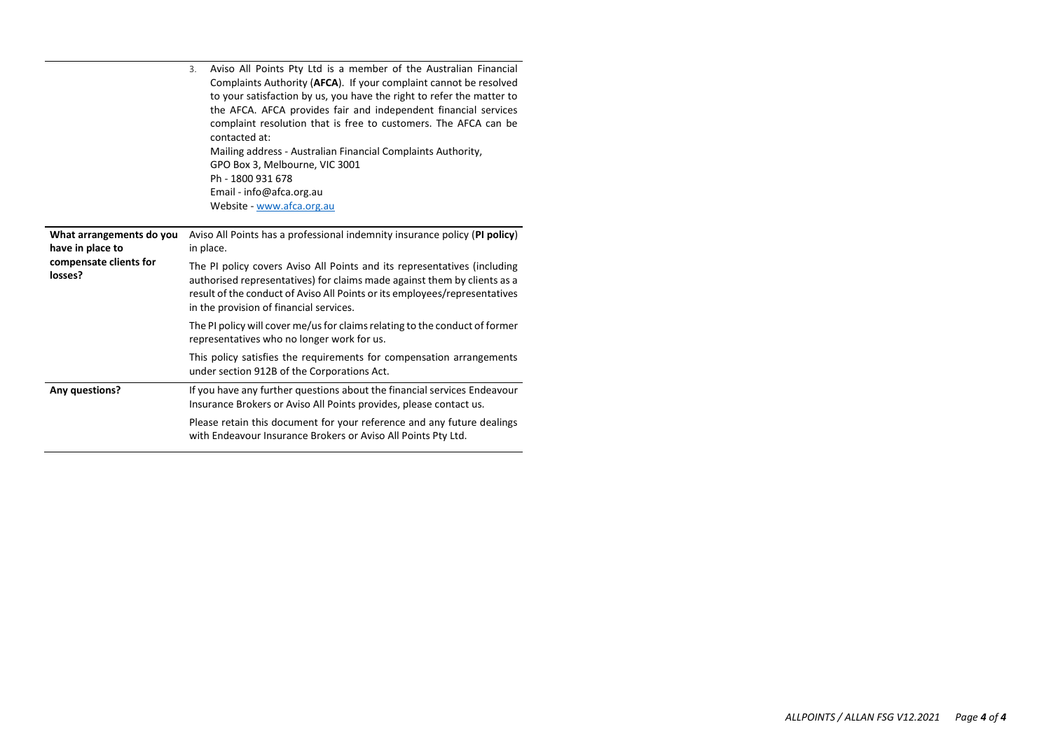| | |
|---|---|
| | 3. Aviso All Points Pty Ltd is a member of the Australian Financial Complaints Authority (**AFCA**). If your complaint cannot be resolved to your satisfaction by us, you have the right to refer the matter to the AFCA. AFCA provides fair and independent financial services complaint resolution that is free to customers. The AFCA can be contacted at:<br>Mailing address - Australian Financial Complaints Authority,<br>GPO Box 3, Melbourne, VIC 3001<br>Ph - 1800 931 678<br>Email - info@afca.org.au<br>Website - [www.afca.org.au](http://www.afca.org.au) |
| **What arrangements do you have in place to compensate clients for losses?** | Aviso All Points has a professional indemnity insurance policy (**PI policy**) in place.<br><br>The PI policy covers Aviso All Points and its representatives (including authorised representatives) for claims made against them by clients as a result of the conduct of Aviso All Points or its employees/representatives in the provision of financial services.<br><br>The PI policy will cover me/us for claims relating to the conduct of former representatives who no longer work for us.<br><br>This policy satisfies the requirements for compensation arrangements under section 912B of the Corporations Act. |
| **Any questions?** | If you have any further questions about the financial services Endeavour Insurance Brokers or Aviso All Points provides, please contact us.<br><br>Please retain this document for your reference and any future dealings with Endeavour Insurance Brokers or Aviso All Points Pty Ltd. |